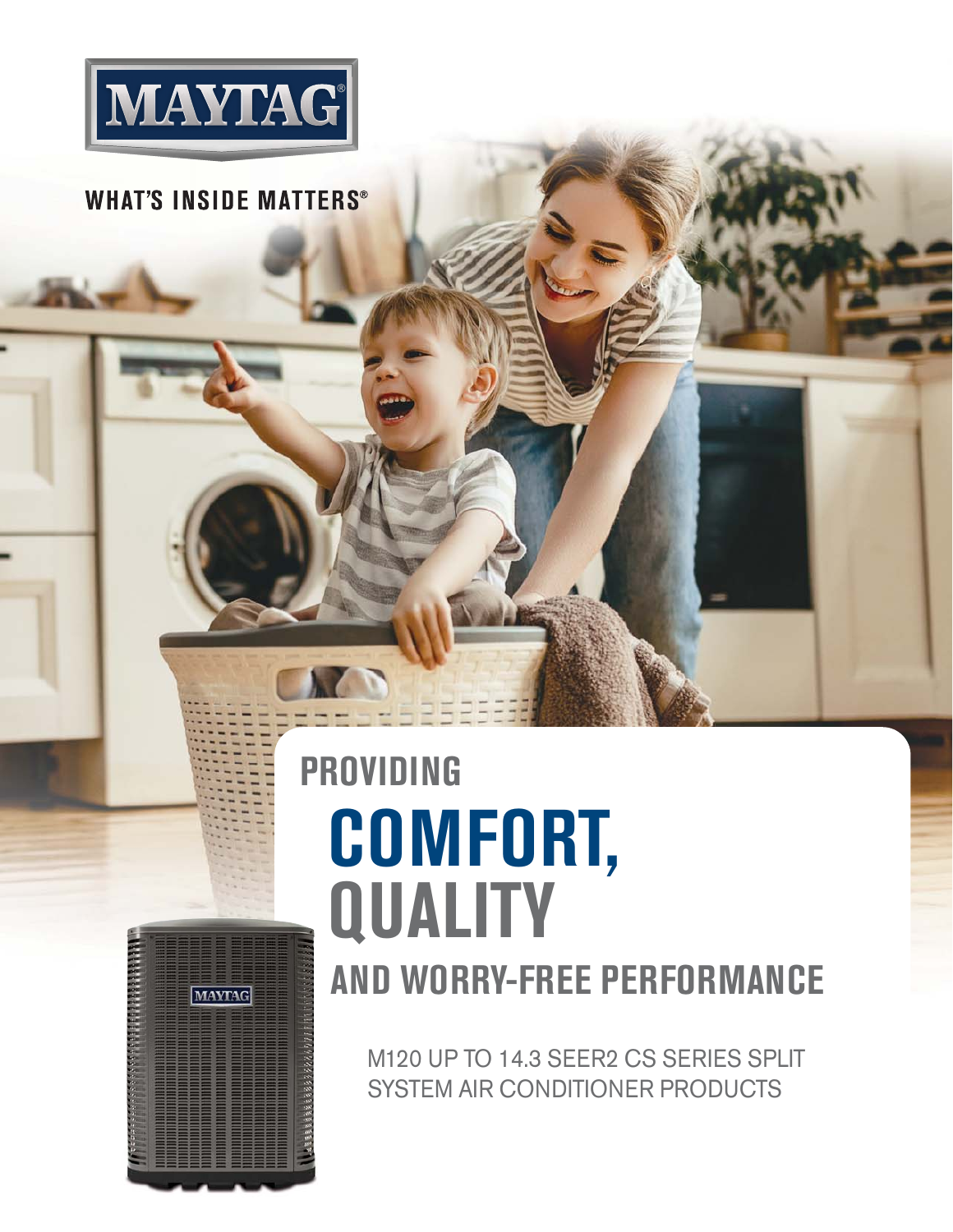MAYTAG®

WHAT'S INSIDE MATTERS®

# PROVIDING COMFORT, QUALITY AND WORRY-FREE PERFORMANCE

M120 UP TO 14.3 SEER2 CS SERIES SPLIT SYSTEM AIR CONDITIONER PRODUCTS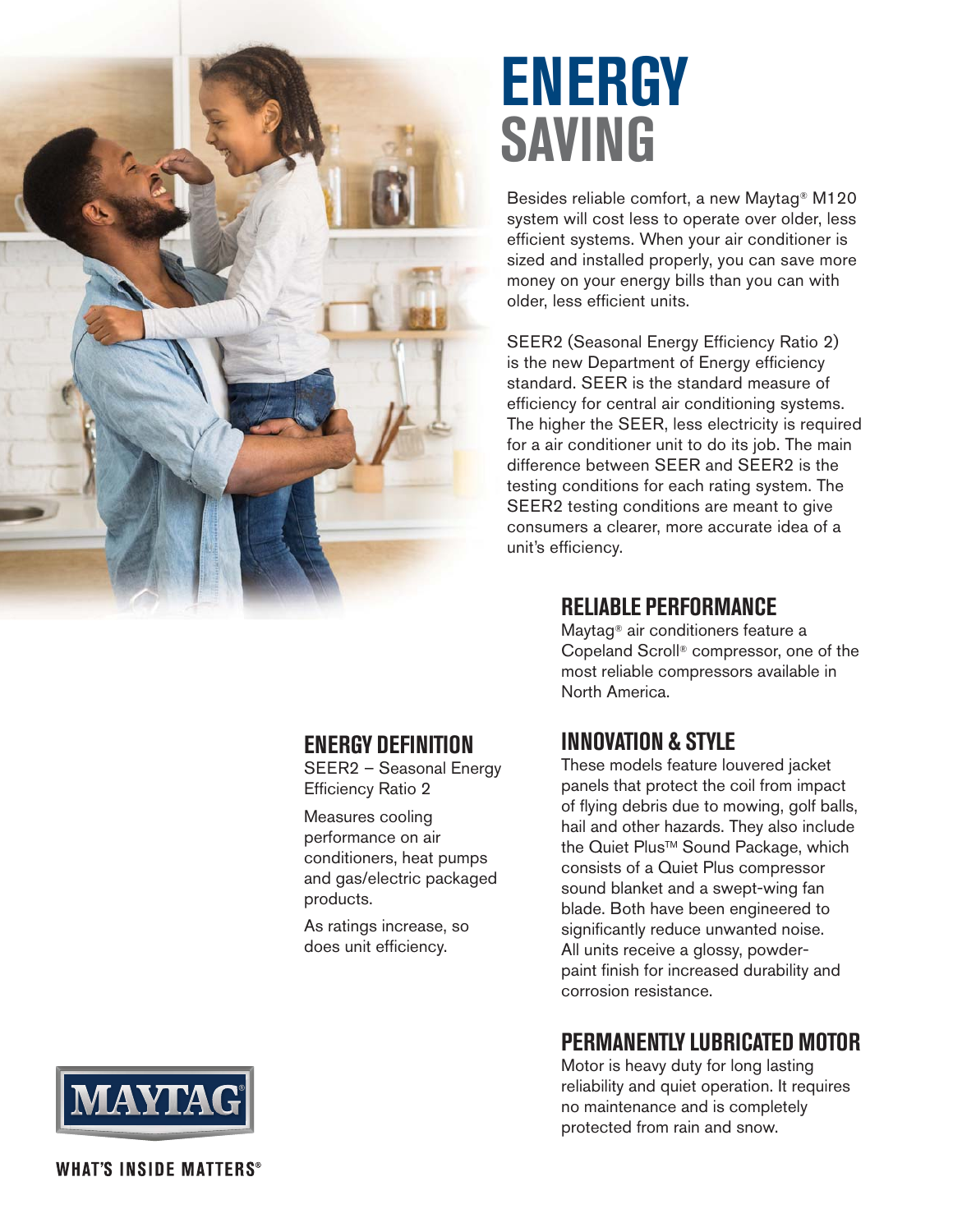# ENERGY SAVING

Besides reliable comfort, a new Maytag® M120 system will cost less to operate over older, less efficient systems. When your air conditioner is sized and installed properly, you can save more money on your energy bills than you can with older, less efficient units.

SEER2 (Seasonal Energy Efficiency Ratio 2) is the new Department of Energy efficiency standard. SEER is the standard measure of efficiency for central air conditioning systems. The higher the SEER, less electricity is required for a air conditioner unit to do its job. The main difference between SEER and SEER2 is the testing conditions for each rating system. The SEER2 testing conditions are meant to give consumers a clearer, more accurate idea of a unit's efficiency.

## RELIABLE PERFORMANCE

Maytag® air conditioners feature a Copeland Scroll® compressor, one of the most reliable compressors available in North America.

## ENERGY DEFINITION

SEER2 – Seasonal Energy Efficiency Ratio 2

Measures cooling performance on air conditioners, heat pumps and gas/electric packaged products.

As ratings increase, so does unit efficiency.

## INNOVATION & STYLE

These models feature louvered jacket panels that protect the coil from impact of flying debris due to mowing, golf balls, hail and other hazards. They also include the Quiet Plus™ Sound Package, which consists of a Quiet Plus compressor sound blanket and a swept-wing fan blade. Both have been engineered to significantly reduce unwanted noise. All units receive a glossy, powder-paint finish for increased durability and corrosion resistance.

## PERMANENTLY LUBRICATED MOTOR

Motor is heavy duty for long lasting reliability and quiet operation. It requires no maintenance and is completely protected from rain and snow.

MAYTAG

WHAT'S INSIDE MATTERS®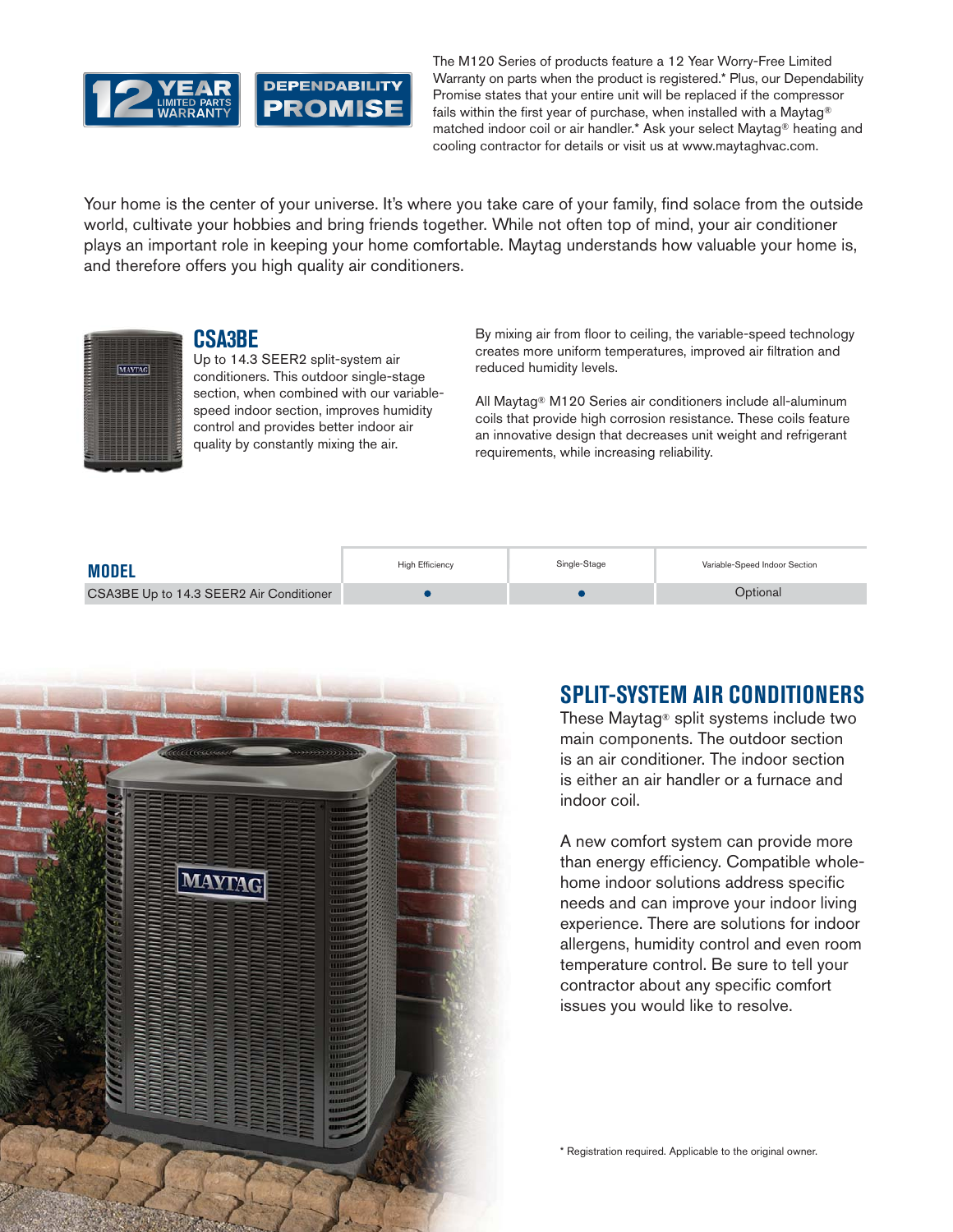12 YEAR LIMITED PARTS WARRANTY

DEPENDABILITY PROMISE

The M120 Series of products feature a 12 Year Worry-Free Limited Warranty on parts when the product is registered.* Plus, our Dependability Promise states that your entire unit will be replaced if the compressor fails within the first year of purchase, when installed with a Maytag® matched indoor coil or air handler.* Ask your select Maytag® heating and cooling contractor for details or visit us at www.maytaghvac.com.

Your home is the center of your universe. It's where you take care of your family, find solace from the outside world, cultivate your hobbies and bring friends together. While not often top of mind, your air conditioner plays an important role in keeping your home comfortable. Maytag understands how valuable your home is, and therefore offers you high quality air conditioners.

## CSA3BE

Up to 14.3 SEER2 split-system air conditioners. This outdoor single-stage section, when combined with our variable-speed indoor section, improves humidity control and provides better indoor air quality by constantly mixing the air.

By mixing air from floor to ceiling, the variable-speed technology creates more uniform temperatures, improved air filtration and reduced humidity levels.

All Maytag® M120 Series air conditioners include all-aluminum coils that provide high corrosion resistance. These coils feature an innovative design that decreases unit weight and refrigerant requirements, while increasing reliability.

| MODEL | High Efficiency | Single-Stage | Variable-Speed Indoor Section |
|---|---|---|---|
| CSA3BE Up to 14.3 SEER2 Air Conditioner | ● | ● | Optional |

## SPLIT-SYSTEM AIR CONDITIONERS

These Maytag® split systems include two main components. The outdoor section is an air conditioner. The indoor section is either an air handler or a furnace and indoor coil.

A new comfort system can provide more than energy efficiency. Compatible whole-home indoor solutions address specific needs and can improve your indoor living experience. There are solutions for indoor allergens, humidity control and even room temperature control. Be sure to tell your contractor about any specific comfort issues you would like to resolve.

* Registration required. Applicable to the original owner.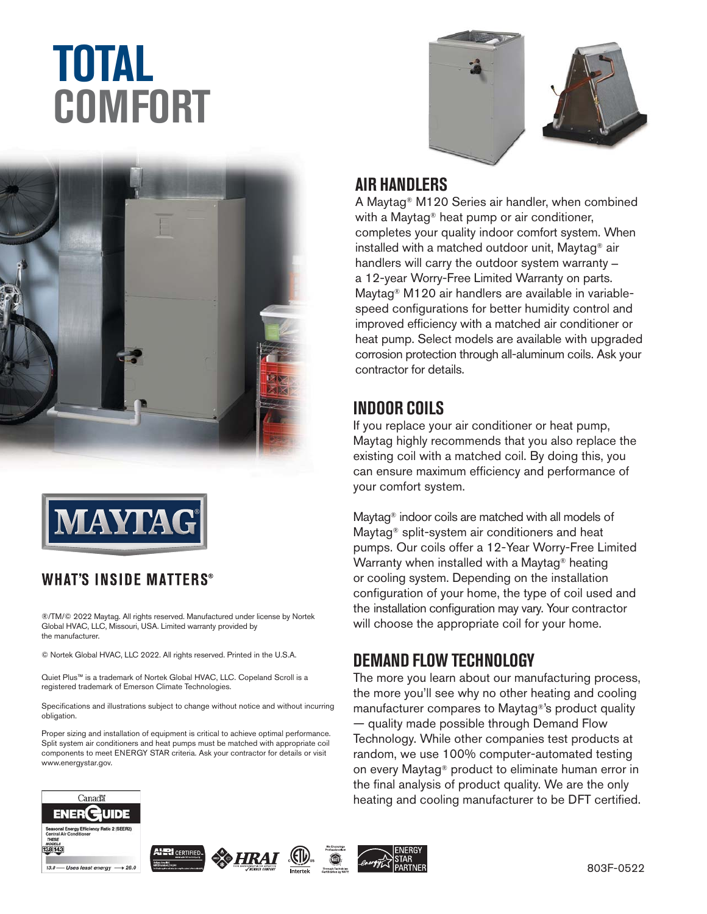# TOTAL COMFORT

MAYTAG

**WHAT'S INSIDE MATTERS®**

®/TM/© 2022 Maytag. All rights reserved. Manufactured under license by Nortek Global HVAC, LLC, Missouri, USA. Limited warranty provided by the manufacturer.

© Nortek Global HVAC, LLC 2022. All rights reserved. Printed in the U.S.A.

Quiet Plus™ is a trademark of Nortek Global HVAC, LLC. Copeland Scroll is a registered trademark of Emerson Climate Technologies.

Specifications and illustrations subject to change without notice and without incurring obligation.

Proper sizing and installation of equipment is critical to achieve optimal performance. Split system air conditioners and heat pumps must be matched with appropriate coil components to meet ENERGY STAR criteria. Ask your contractor for details or visit www.energystar.gov.

## AIR HANDLERS

A Maytag® M120 Series air handler, when combined with a Maytag® heat pump or air conditioner, completes your quality indoor comfort system. When installed with a matched outdoor unit, Maytag® air handlers will carry the outdoor system warranty – a 12-year Worry-Free Limited Warranty on parts. Maytag® M120 air handlers are available in variable-speed configurations for better humidity control and improved efficiency with a matched air conditioner or heat pump. Select models are available with upgraded corrosion protection through all-aluminum coils. Ask your contractor for details.

## INDOOR COILS

If you replace your air conditioner or heat pump, Maytag highly recommends that you also replace the existing coil with a matched coil. By doing this, you can ensure maximum efficiency and performance of your comfort system.

Maytag® indoor coils are matched with all models of Maytag® split-system air conditioners and heat pumps. Our coils offer a 12-Year Worry-Free Limited Warranty when installed with a Maytag® heating or cooling system. Depending on the installation configuration of your home, the type of coil used and the installation configuration may vary. Your contractor will choose the appropriate coil for your home.

## DEMAND FLOW TECHNOLOGY

The more you learn about our manufacturing process, the more you'll see why no other heating and cooling manufacturer compares to Maytag®'s product quality — quality made possible through Demand Flow Technology. While other companies test products at random, we use 100% computer-automated testing on every Maytag® product to eliminate human error in the final analysis of product quality. We are the only heating and cooling manufacturer to be DFT certified.

Canada
ENERGUIDE
Seasonal Energy Efficiency Ratio 2 (SEER2)
Central Air Conditioner
THESE MODELS
13.8 14.3
13.0 — Uses least energy → 26.0

AHRI CERTIFIED

HRAI

Intertek

ENERGY STAR PARTNER

803F-0522